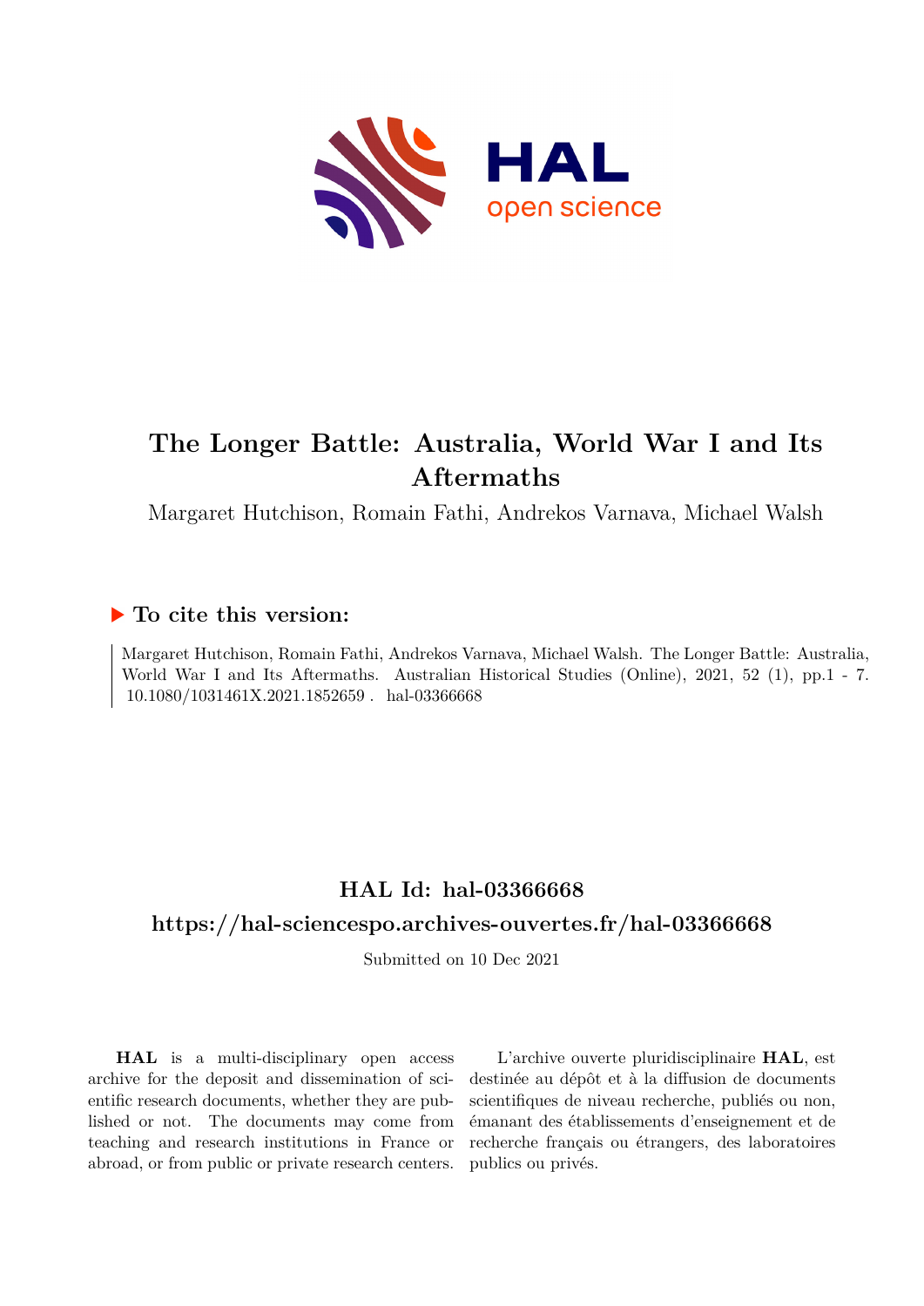# The Longer Battle: Australia, World War I and Its Aftermaths

Margaret Hutchison, Romain Fathi, Andrekos Varnava, Michael Walsh

## ▶ To cite this version:

Margaret Hutchison, Romain Fathi, Andrekos Varnava, Michael Walsh. The Longer Battle: Australia, World War I and Its Aftermaths. Australian Historical Studies (Online), 2021, 52 (1), pp.1 - 7. 10.1080/1031461X.2021.1852659. hal-03366668

## HAL Id: hal-03366668

## https://hal-sciencespo.archives-ouvertes.fr/hal-03366668

Submitted on 10 Dec 2021

**HAL** is a multi-disciplinary open access archive for the deposit and dissemination of scientific research documents, whether they are published or not. The documents may come from teaching and research institutions in France or abroad, or from public or private research centers.

L'archive ouverte pluridisciplinaire **HAL**, est destinée au dépôt et à la diffusion de documents scientifiques de niveau recherche, publiés ou non, émanant des établissements d'enseignement et de recherche français ou étrangers, des laboratoires publics ou privés.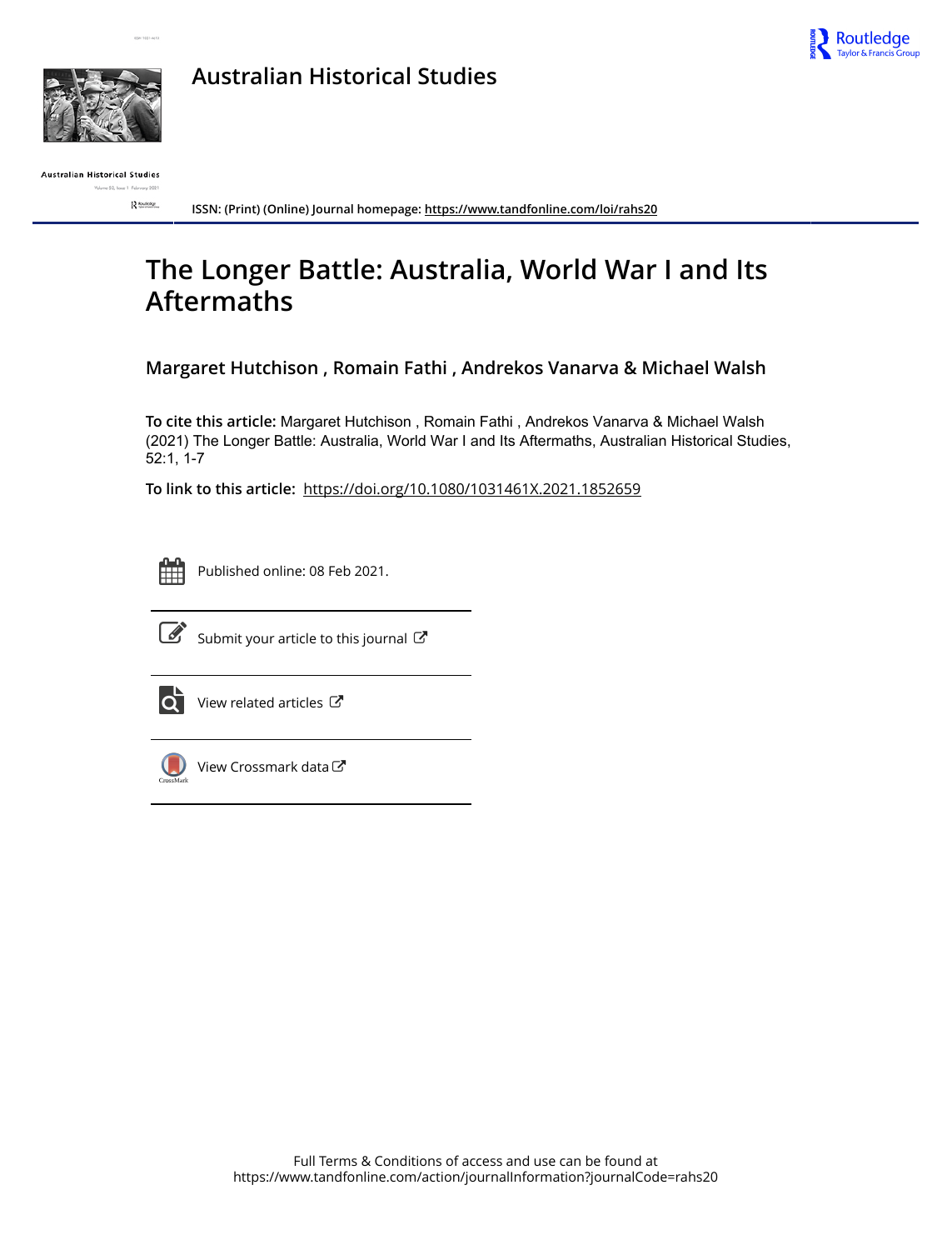# Australian Historical Studies

ISSN: (Print) (Online) Journal homepage: https://www.tandfonline.com/loi/rahs20

# The Longer Battle: Australia, World War I and Its Aftermaths

**Margaret Hutchison , Romain Fathi , Andrekos Varnava & Michael Walsh**

**To cite this article:** Margaret Hutchison , Romain Fathi , Andrekos Varnava & Michael Walsh (2021) The Longer Battle: Australia, World War I and Its Aftermaths, Australian Historical Studies, 52:1, 1-7

**To link to this article:** https://doi.org/10.1080/1031461X.2021.1852659

Published online: 08 Feb 2021.

Submit your article to this journal

View related articles

View Crossmark data

Full Terms & Conditions of access and use can be found at https://www.tandfonline.com/action/journalInformation?journalCode=rahs20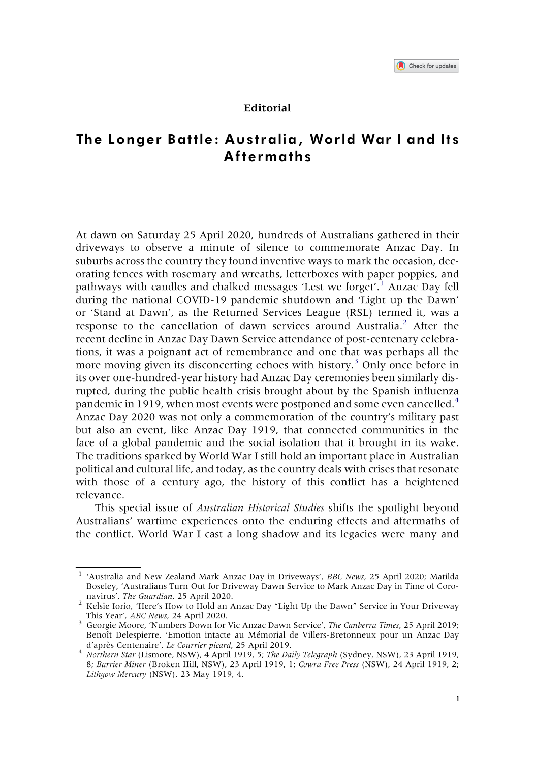Editorial

# The Longer Battle: Australia, World War I and Its Aftermaths

At dawn on Saturday 25 April 2020, hundreds of Australians gathered in their driveways to observe a minute of silence to commemorate Anzac Day. In suburbs across the country they found inventive ways to mark the occasion, decorating fences with rosemary and wreaths, letterboxes with paper poppies, and pathways with candles and chalked messages 'Lest we forget'.[1] Anzac Day fell during the national COVID-19 pandemic shutdown and 'Light up the Dawn' or 'Stand at Dawn', as the Returned Services League (RSL) termed it, was a response to the cancellation of dawn services around Australia.[2] After the recent decline in Anzac Day Dawn Service attendance of post-centenary celebrations, it was a poignant act of remembrance and one that was perhaps all the more moving given its disconcerting echoes with history.[3] Only once before in its over one-hundred-year history had Anzac Day ceremonies been similarly disrupted, during the public health crisis brought about by the Spanish influenza pandemic in 1919, when most events were postponed and some even cancelled.[4] Anzac Day 2020 was not only a commemoration of the country's military past but also an event, like Anzac Day 1919, that connected communities in the face of a global pandemic and the social isolation that it brought in its wake. The traditions sparked by World War I still hold an important place in Australian political and cultural life, and today, as the country deals with crises that resonate with those of a century ago, the history of this conflict has a heightened relevance.

This special issue of *Australian Historical Studies* shifts the spotlight beyond Australians' wartime experiences onto the enduring effects and aftermaths of the conflict. World War I cast a long shadow and its legacies were many and

---

[1] 'Australia and New Zealand Mark Anzac Day in Driveways', *BBC News*, 25 April 2020; Matilda Boseley, 'Australians Turn Out for Driveway Dawn Service to Mark Anzac Day in Time of Coronavirus', *The Guardian*, 25 April 2020.

[2] Kelsie Iorio, 'Here's How to Hold an Anzac Day "Light Up the Dawn" Service in Your Driveway This Year', *ABC News*, 24 April 2020.

[3] Georgie Moore, 'Numbers Down for Vic Anzac Dawn Service', *The Canberra Times*, 25 April 2019; Benoît Delespierre, 'Emotion intacte au Mémorial de Villers-Bretonneux pour un Anzac Day d'après Centenaire', *Le Courrier picard*, 25 April 2019.

[4] *Northern Star* (Lismore, NSW), 4 April 1919, 5; *The Daily Telegraph* (Sydney, NSW), 23 April 1919, 8; *Barrier Miner* (Broken Hill, NSW), 23 April 1919, 1; *Cowra Free Press* (NSW), 24 April 1919, 2; *Lithgow Mercury* (NSW), 23 May 1919, 4.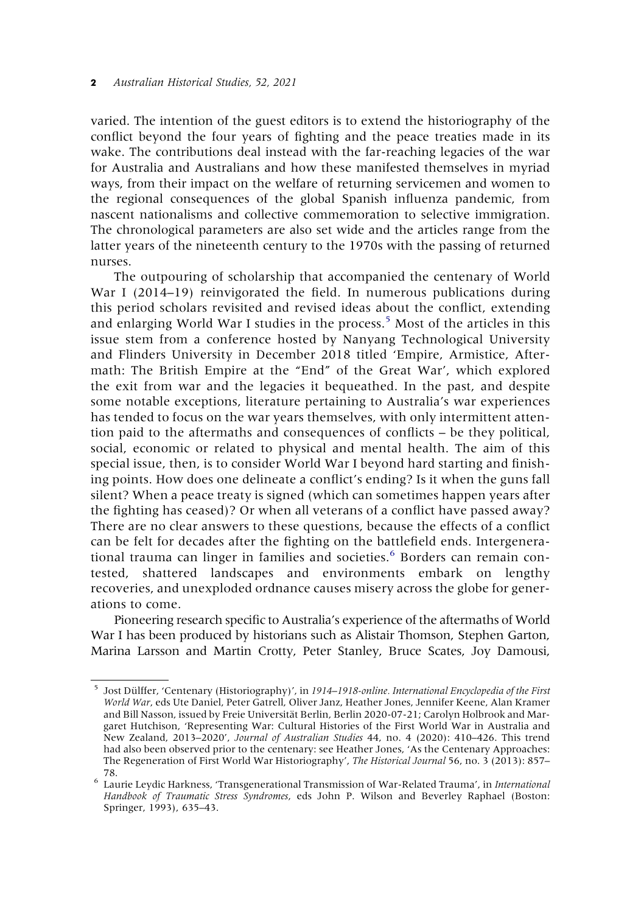varied. The intention of the guest editors is to extend the historiography of the conflict beyond the four years of fighting and the peace treaties made in its wake. The contributions deal instead with the far-reaching legacies of the war for Australia and Australians and how these manifested themselves in myriad ways, from their impact on the welfare of returning servicemen and women to the regional consequences of the global Spanish influenza pandemic, from nascent nationalisms and collective commemoration to selective immigration. The chronological parameters are also set wide and the articles range from the latter years of the nineteenth century to the 1970s with the passing of returned nurses.

The outpouring of scholarship that accompanied the centenary of World War I (2014–19) reinvigorated the field. In numerous publications during this period scholars revisited and revised ideas about the conflict, extending and enlarging World War I studies in the process.[5] Most of the articles in this issue stem from a conference hosted by Nanyang Technological University and Flinders University in December 2018 titled 'Empire, Armistice, Aftermath: The British Empire at the "End" of the Great War', which explored the exit from war and the legacies it bequeathed. In the past, and despite some notable exceptions, literature pertaining to Australia's war experiences has tended to focus on the war years themselves, with only intermittent attention paid to the aftermaths and consequences of conflicts – be they political, social, economic or related to physical and mental health. The aim of this special issue, then, is to consider World War I beyond hard starting and finishing points. How does one delineate a conflict's ending? Is it when the guns fall silent? When a peace treaty is signed (which can sometimes happen years after the fighting has ceased)? Or when all veterans of a conflict have passed away? There are no clear answers to these questions, because the effects of a conflict can be felt for decades after the fighting on the battlefield ends. Intergenerational trauma can linger in families and societies.[6] Borders can remain contested, shattered landscapes and environments embark on lengthy recoveries, and unexploded ordnance causes misery across the globe for generations to come.

Pioneering research specific to Australia's experience of the aftermaths of World War I has been produced by historians such as Alistair Thomson, Stephen Garton, Marina Larsson and Martin Crotty, Peter Stanley, Bruce Scates, Joy Damousi,

---

[5] Jost Dülffer, 'Centenary (Historiography)', in *1914–1918-online. International Encyclopedia of the First World War*, eds Ute Daniel, Peter Gatrell, Oliver Janz, Heather Jones, Jennifer Keene, Alan Kramer and Bill Nasson, issued by Freie Universität Berlin, Berlin 2020-07-21; Carolyn Holbrook and Margaret Hutchison, 'Representing War: Cultural Histories of the First World War in Australia and New Zealand, 2013–2020', *Journal of Australian Studies* 44, no. 4 (2020): 410–426. This trend had also been observed prior to the centenary: see Heather Jones, 'As the Centenary Approaches: The Regeneration of First World War Historiography', *The Historical Journal* 56, no. 3 (2013): 857–78.

[6] Laurie Leydic Harkness, 'Transgenerational Transmission of War-Related Trauma', in *International Handbook of Traumatic Stress Syndromes*, eds John P. Wilson and Beverley Raphael (Boston: Springer, 1993), 635–43.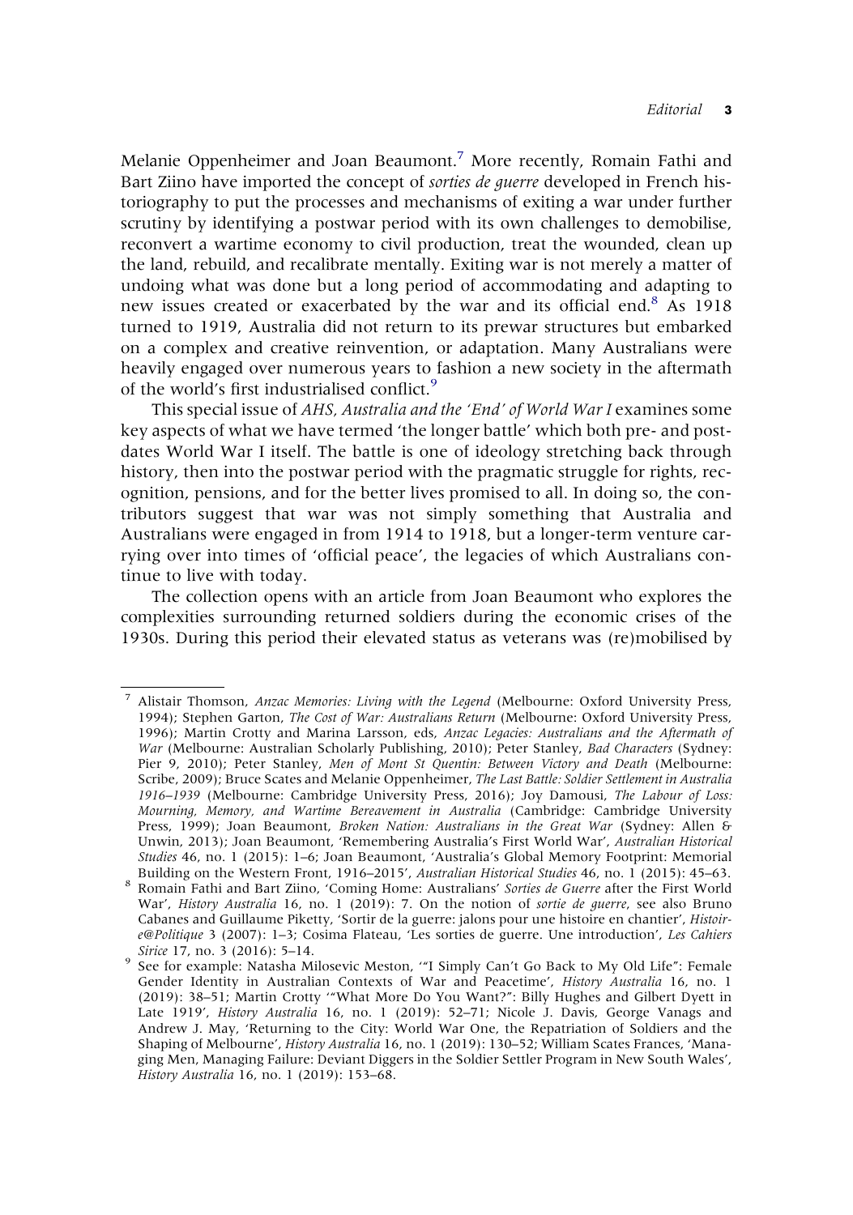Melanie Oppenheimer and Joan Beaumont.[7] More recently, Romain Fathi and Bart Ziino have imported the concept of *sorties de guerre* developed in French historiography to put the processes and mechanisms of exiting a war under further scrutiny by identifying a postwar period with its own challenges to demobilise, reconvert a wartime economy to civil production, treat the wounded, clean up the land, rebuild, and recalibrate mentally. Exiting war is not merely a matter of undoing what was done but a long period of accommodating and adapting to new issues created or exacerbated by the war and its official end.[8] As 1918 turned to 1919, Australia did not return to its prewar structures but embarked on a complex and creative reinvention, or adaptation. Many Australians were heavily engaged over numerous years to fashion a new society in the aftermath of the world's first industrialised conflict.[9]

This special issue of *AHS, Australia and the 'End' of World War I* examines some key aspects of what we have termed 'the longer battle' which both pre- and postdates World War I itself. The battle is one of ideology stretching back through history, then into the postwar period with the pragmatic struggle for rights, recognition, pensions, and for the better lives promised to all. In doing so, the contributors suggest that war was not simply something that Australia and Australians were engaged in from 1914 to 1918, but a longer-term venture carrying over into times of 'official peace', the legacies of which Australians continue to live with today.

The collection opens with an article from Joan Beaumont who explores the complexities surrounding returned soldiers during the economic crises of the 1930s. During this period their elevated status as veterans was (re)mobilised by

---

[7] Alistair Thomson, *Anzac Memories: Living with the Legend* (Melbourne: Oxford University Press, 1994); Stephen Garton, *The Cost of War: Australians Return* (Melbourne: Oxford University Press, 1996); Martin Crotty and Marina Larsson, eds, *Anzac Legacies: Australians and the Aftermath of War* (Melbourne: Australian Scholarly Publishing, 2010); Peter Stanley, *Bad Characters* (Sydney: Pier 9, 2010); Peter Stanley, *Men of Mont St Quentin: Between Victory and Death* (Melbourne: Scribe, 2009); Bruce Scates and Melanie Oppenheimer, *The Last Battle: Soldier Settlement in Australia 1916–1939* (Melbourne: Cambridge University Press, 2016); Joy Damousi, *The Labour of Loss: Mourning, Memory, and Wartime Bereavement in Australia* (Cambridge: Cambridge University Press, 1999); Joan Beaumont, *Broken Nation: Australians in the Great War* (Sydney: Allen & Unwin, 2013); Joan Beaumont, 'Remembering Australia's First World War', *Australian Historical Studies* 46, no. 1 (2015): 1–6; Joan Beaumont, 'Australia's Global Memory Footprint: Memorial Building on the Western Front, 1916–2015', *Australian Historical Studies* 46, no. 1 (2015): 45–63.

[8] Romain Fathi and Bart Ziino, 'Coming Home: Australians' *Sorties de Guerre* after the First World War', *History Australia* 16, no. 1 (2019): 7. On the notion of *sortie de guerre*, see also Bruno Cabanes and Guillaume Piketty, 'Sortir de la guerre: jalons pour une histoire en chantier', *Histoire@Politique* 3 (2007): 1–3; Cosima Flateau, 'Les sorties de guerre. Une introduction', *Les Cahiers Sirice* 17, no. 3 (2016): 5–14.

[9] See for example: Natasha Milosevic Meston, '"I Simply Can't Go Back to My Old Life": Female Gender Identity in Australian Contexts of War and Peacetime', *History Australia* 16, no. 1 (2019): 38–51; Martin Crotty '"What More Do You Want?": Billy Hughes and Gilbert Dyett in Late 1919', *History Australia* 16, no. 1 (2019): 52–71; Nicole J. Davis, George Vanags and Andrew J. May, 'Returning to the City: World War One, the Repatriation of Soldiers and the Shaping of Melbourne', *History Australia* 16, no. 1 (2019): 130–52; William Scates Frances, 'Managing Men, Managing Failure: Deviant Diggers in the Soldier Settler Program in New South Wales', *History Australia* 16, no. 1 (2019): 153–68.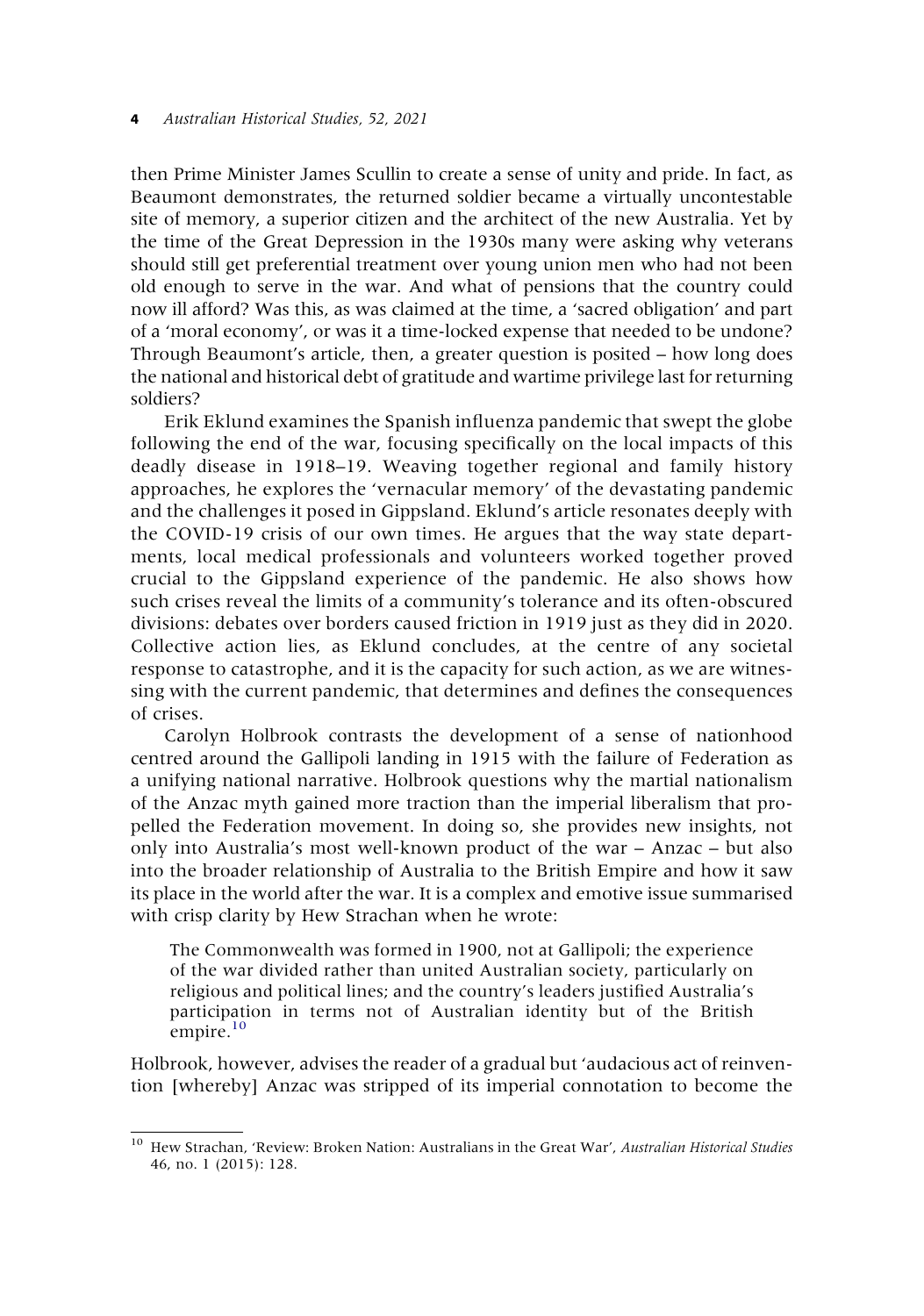then Prime Minister James Scullin to create a sense of unity and pride. In fact, as Beaumont demonstrates, the returned soldier became a virtually uncontestable site of memory, a superior citizen and the architect of the new Australia. Yet by the time of the Great Depression in the 1930s many were asking why veterans should still get preferential treatment over young union men who had not been old enough to serve in the war. And what of pensions that the country could now ill afford? Was this, as was claimed at the time, a 'sacred obligation' and part of a 'moral economy', or was it a time-locked expense that needed to be undone? Through Beaumont's article, then, a greater question is posited – how long does the national and historical debt of gratitude and wartime privilege last for returning soldiers?

Erik Eklund examines the Spanish influenza pandemic that swept the globe following the end of the war, focusing specifically on the local impacts of this deadly disease in 1918–19. Weaving together regional and family history approaches, he explores the 'vernacular memory' of the devastating pandemic and the challenges it posed in Gippsland. Eklund's article resonates deeply with the COVID-19 crisis of our own times. He argues that the way state departments, local medical professionals and volunteers worked together proved crucial to the Gippsland experience of the pandemic. He also shows how such crises reveal the limits of a community's tolerance and its often-obscured divisions: debates over borders caused friction in 1919 just as they did in 2020. Collective action lies, as Eklund concludes, at the centre of any societal response to catastrophe, and it is the capacity for such action, as we are witnessing with the current pandemic, that determines and defines the consequences of crises.

Carolyn Holbrook contrasts the development of a sense of nationhood centred around the Gallipoli landing in 1915 with the failure of Federation as a unifying national narrative. Holbrook questions why the martial nationalism of the Anzac myth gained more traction than the imperial liberalism that propelled the Federation movement. In doing so, she provides new insights, not only into Australia's most well-known product of the war – Anzac – but also into the broader relationship of Australia to the British Empire and how it saw its place in the world after the war. It is a complex and emotive issue summarised with crisp clarity by Hew Strachan when he wrote:

> The Commonwealth was formed in 1900, not at Gallipoli; the experience of the war divided rather than united Australian society, particularly on religious and political lines; and the country's leaders justified Australia's participation in terms not of Australian identity but of the British empire.[10]

Holbrook, however, advises the reader of a gradual but 'audacious act of reinvention [whereby] Anzac was stripped of its imperial connotation to become the

---

[10] Hew Strachan, 'Review: Broken Nation: Australians in the Great War', *Australian Historical Studies* 46, no. 1 (2015): 128.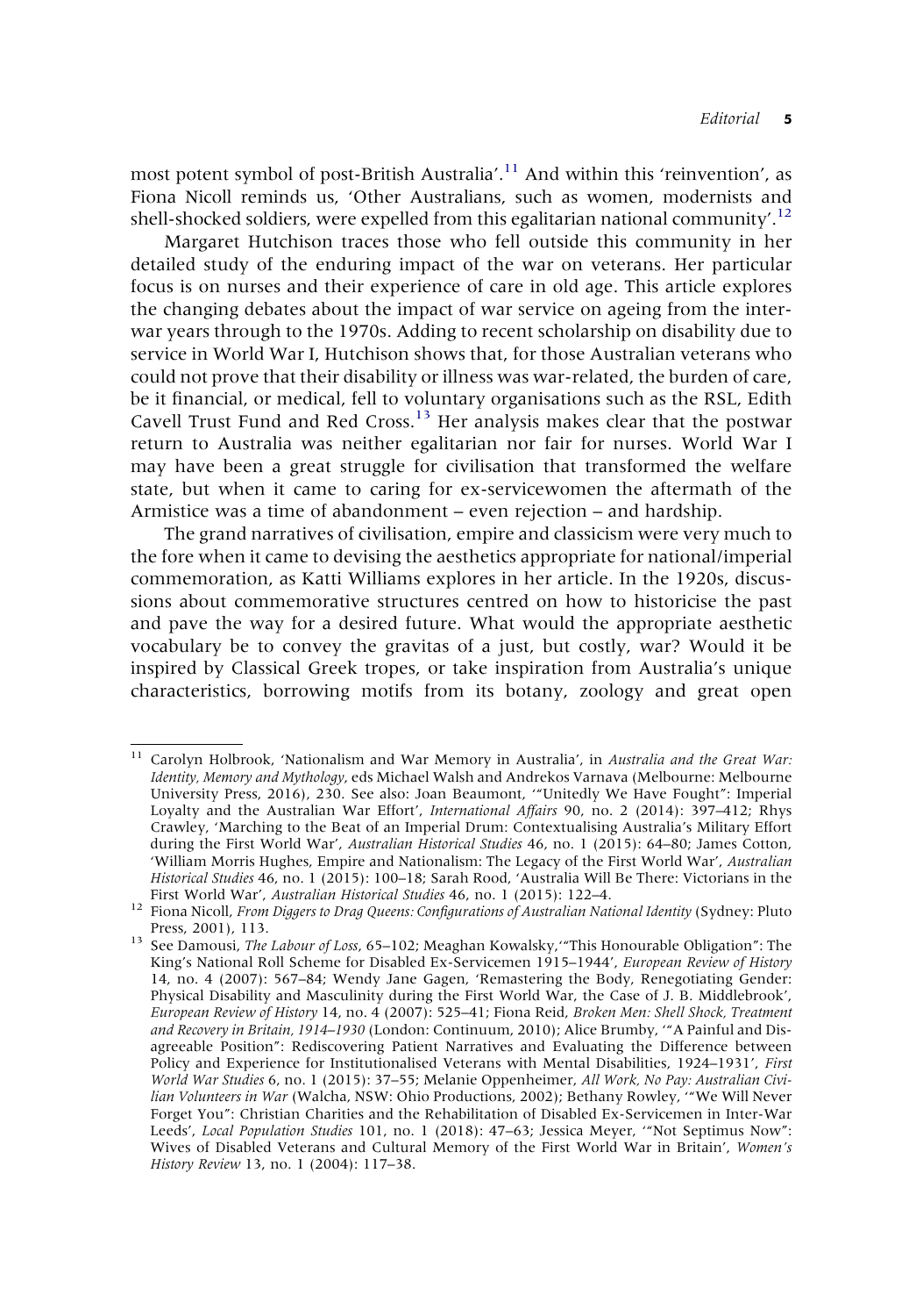most potent symbol of post-British Australia'.[11] And within this 'reinvention', as Fiona Nicoll reminds us, 'Other Australians, such as women, modernists and shell-shocked soldiers, were expelled from this egalitarian national community'.[12]

Margaret Hutchison traces those who fell outside this community in her detailed study of the enduring impact of the war on veterans. Her particular focus is on nurses and their experience of care in old age. This article explores the changing debates about the impact of war service on ageing from the inter-war years through to the 1970s. Adding to recent scholarship on disability due to service in World War I, Hutchison shows that, for those Australian veterans who could not prove that their disability or illness was war-related, the burden of care, be it financial, or medical, fell to voluntary organisations such as the RSL, Edith Cavell Trust Fund and Red Cross.[13] Her analysis makes clear that the postwar return to Australia was neither egalitarian nor fair for nurses. World War I may have been a great struggle for civilisation that transformed the welfare state, but when it came to caring for ex-servicewomen the aftermath of the Armistice was a time of abandonment – even rejection – and hardship.

The grand narratives of civilisation, empire and classicism were very much to the fore when it came to devising the aesthetics appropriate for national/imperial commemoration, as Katti Williams explores in her article. In the 1920s, discussions about commemorative structures centred on how to historicise the past and pave the way for a desired future. What would the appropriate aesthetic vocabulary be to convey the gravitas of a just, but costly, war? Would it be inspired by Classical Greek tropes, or take inspiration from Australia's unique characteristics, borrowing motifs from its botany, zoology and great open

---

[11] Carolyn Holbrook, 'Nationalism and War Memory in Australia', in *Australia and the Great War: Identity, Memory and Mythology*, eds Michael Walsh and Andrekos Varnava (Melbourne: Melbourne University Press, 2016), 230. See also: Joan Beaumont, '"Unitedly We Have Fought": Imperial Loyalty and the Australian War Effort', *International Affairs* 90, no. 2 (2014): 397–412; Rhys Crawley, 'Marching to the Beat of an Imperial Drum: Contextualising Australia's Military Effort during the First World War', *Australian Historical Studies* 46, no. 1 (2015): 64–80; James Cotton, 'William Morris Hughes, Empire and Nationalism: The Legacy of the First World War', *Australian Historical Studies* 46, no. 1 (2015): 100–18; Sarah Rood, 'Australia Will Be There: Victorians in the First World War', *Australian Historical Studies* 46, no. 1 (2015): 122–4.

[12] Fiona Nicoll, *From Diggers to Drag Queens: Configurations of Australian National Identity* (Sydney: Pluto Press, 2001), 113.

[13] See Damousi, *The Labour of Loss*, 65–102; Meaghan Kowalsky,'"This Honourable Obligation": The King's National Roll Scheme for Disabled Ex-Servicemen 1915–1944', *European Review of History* 14, no. 4 (2007): 567–84; Wendy Jane Gagen, 'Remastering the Body, Renegotiating Gender: Physical Disability and Masculinity during the First World War, the Case of J. B. Middlebrook', *European Review of History* 14, no. 4 (2007): 525–41; Fiona Reid, *Broken Men: Shell Shock, Treatment and Recovery in Britain, 1914–1930* (London: Continuum, 2010); Alice Brumby, '"A Painful and Disagreeable Position": Rediscovering Patient Narratives and Evaluating the Difference between Policy and Experience for Institutionalised Veterans with Mental Disabilities, 1924–1931', *First World War Studies* 6, no. 1 (2015): 37–55; Melanie Oppenheimer, *All Work, No Pay: Australian Civilian Volunteers in War* (Walcha, NSW: Ohio Productions, 2002); Bethany Rowley, '"We Will Never Forget You": Christian Charities and the Rehabilitation of Disabled Ex-Servicemen in Inter-War Leeds', *Local Population Studies* 101, no. 1 (2018): 47–63; Jessica Meyer, '"Not Septimus Now": Wives of Disabled Veterans and Cultural Memory of the First World War in Britain', *Women's History Review* 13, no. 1 (2004): 117–38.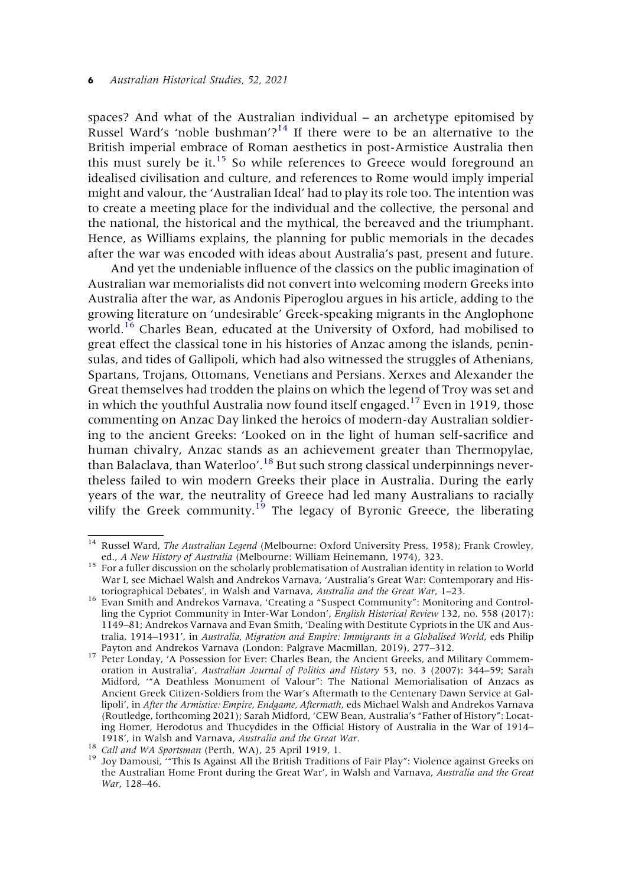spaces? And what of the Australian individual – an archetype epitomised by Russel Ward's 'noble bushman'?[14] If there were to be an alternative to the British imperial embrace of Roman aesthetics in post-Armistice Australia then this must surely be it.[15] So while references to Greece would foreground an idealised civilisation and culture, and references to Rome would imply imperial might and valour, the 'Australian Ideal' had to play its role too. The intention was to create a meeting place for the individual and the collective, the personal and the national, the historical and the mythical, the bereaved and the triumphant. Hence, as Williams explains, the planning for public memorials in the decades after the war was encoded with ideas about Australia's past, present and future.

And yet the undeniable influence of the classics on the public imagination of Australian war memorialists did not convert into welcoming modern Greeks into Australia after the war, as Andonis Piperoglou argues in his article, adding to the growing literature on 'undesirable' Greek-speaking migrants in the Anglophone world.[16] Charles Bean, educated at the University of Oxford, had mobilised to great effect the classical tone in his histories of Anzac among the islands, peninsulas, and tides of Gallipoli, which had also witnessed the struggles of Athenians, Spartans, Trojans, Ottomans, Venetians and Persians. Xerxes and Alexander the Great themselves had trodden the plains on which the legend of Troy was set and in which the youthful Australia now found itself engaged.[17] Even in 1919, those commenting on Anzac Day linked the heroics of modern-day Australian soldiering to the ancient Greeks: 'Looked on in the light of human self-sacrifice and human chivalry, Anzac stands as an achievement greater than Thermopylae, than Balaclava, than Waterloo'.[18] But such strong classical underpinnings nevertheless failed to win modern Greeks their place in Australia. During the early years of the war, the neutrality of Greece had led many Australians to racially vilify the Greek community.[19] The legacy of Byronic Greece, the liberating

---

[14] Russel Ward, *The Australian Legend* (Melbourne: Oxford University Press, 1958); Frank Crowley, ed., *A New History of Australia* (Melbourne: William Heinemann, 1974), 323.

[15] For a fuller discussion on the scholarly problematisation of Australian identity in relation to World War I, see Michael Walsh and Andrekos Varnava, 'Australia's Great War: Contemporary and Historiographical Debates', in Walsh and Varnava, *Australia and the Great War*, 1–23.

[16] Evan Smith and Andrekos Varnava, 'Creating a "Suspect Community": Monitoring and Controlling the Cypriot Community in Inter-War London', *English Historical Review* 132, no. 558 (2017): 1149–81; Andrekos Varnava and Evan Smith, 'Dealing with Destitute Cypriots in the UK and Australia, 1914–1931', in *Australia, Migration and Empire: Immigrants in a Globalised World*, eds Philip Payton and Andrekos Varnava (London: Palgrave Macmillan, 2019), 277–312.

[17] Peter Londay, 'A Possession for Ever: Charles Bean, the Ancient Greeks, and Military Commemoration in Australia', *Australian Journal of Politics and History* 53, no. 3 (2007): 344–59; Sarah Midford, '"A Deathless Monument of Valour": The National Memorialisation of Anzacs as Ancient Greek Citizen-Soldiers from the War's Aftermath to the Centenary Dawn Service at Gallipoli', in *After the Armistice: Empire, Endgame, Aftermath*, eds Michael Walsh and Andrekos Varnava (Routledge, forthcoming 2021); Sarah Midford, 'CEW Bean, Australia's "Father of History": Locating Homer, Herodotus and Thucydides in the Official History of Australia in the War of 1914–1918', in Walsh and Varnava, *Australia and the Great War*.

[18] *Call and WA Sportsman* (Perth, WA), 25 April 1919, 1.

[19] Joy Damousi, '"This Is Against All the British Traditions of Fair Play": Violence against Greeks on the Australian Home Front during the Great War', in Walsh and Varnava, *Australia and the Great War*, 128–46.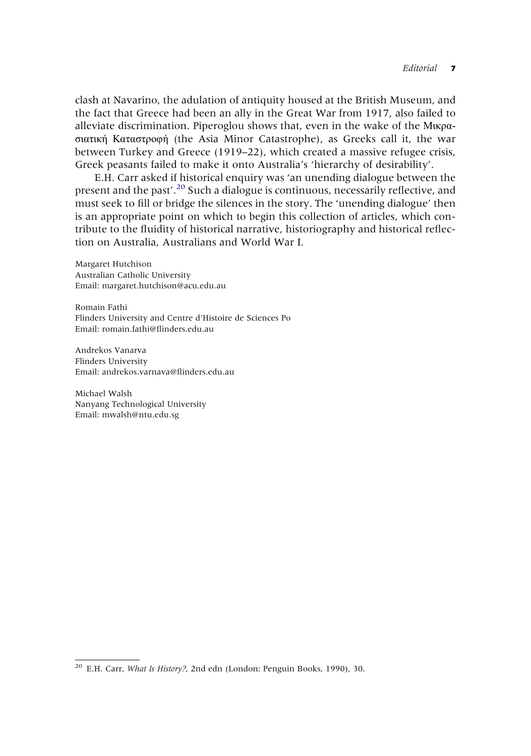clash at Navarino, the adulation of antiquity housed at the British Museum, and the fact that Greece had been an ally in the Great War from 1917, also failed to alleviate discrimination. Piperoglou shows that, even in the wake of the Μικρασιατική Καταστροφή (the Asia Minor Catastrophe), as Greeks call it, the war between Turkey and Greece (1919–22), which created a massive refugee crisis, Greek peasants failed to make it onto Australia's 'hierarchy of desirability'.

E.H. Carr asked if historical enquiry was 'an unending dialogue between the present and the past'.[20] Such a dialogue is continuous, necessarily reflective, and must seek to fill or bridge the silences in the story. The 'unending dialogue' then is an appropriate point on which to begin this collection of articles, which contribute to the fluidity of historical narrative, historiography and historical reflection on Australia, Australians and World War I.

Margaret Hutchison
Australian Catholic University
Email: margaret.hutchison@acu.edu.au

Romain Fathi
Flinders University and Centre d'Histoire de Sciences Po
Email: romain.fathi@flinders.edu.au

Andrekos Vanarva
Flinders University
Email: andrekos.varnava@flinders.edu.au

Michael Walsh
Nanyang Technological University
Email: mwalsh@ntu.edu.sg

---

[20] E.H. Carr, *What Is History?*, 2nd edn (London: Penguin Books, 1990), 30.